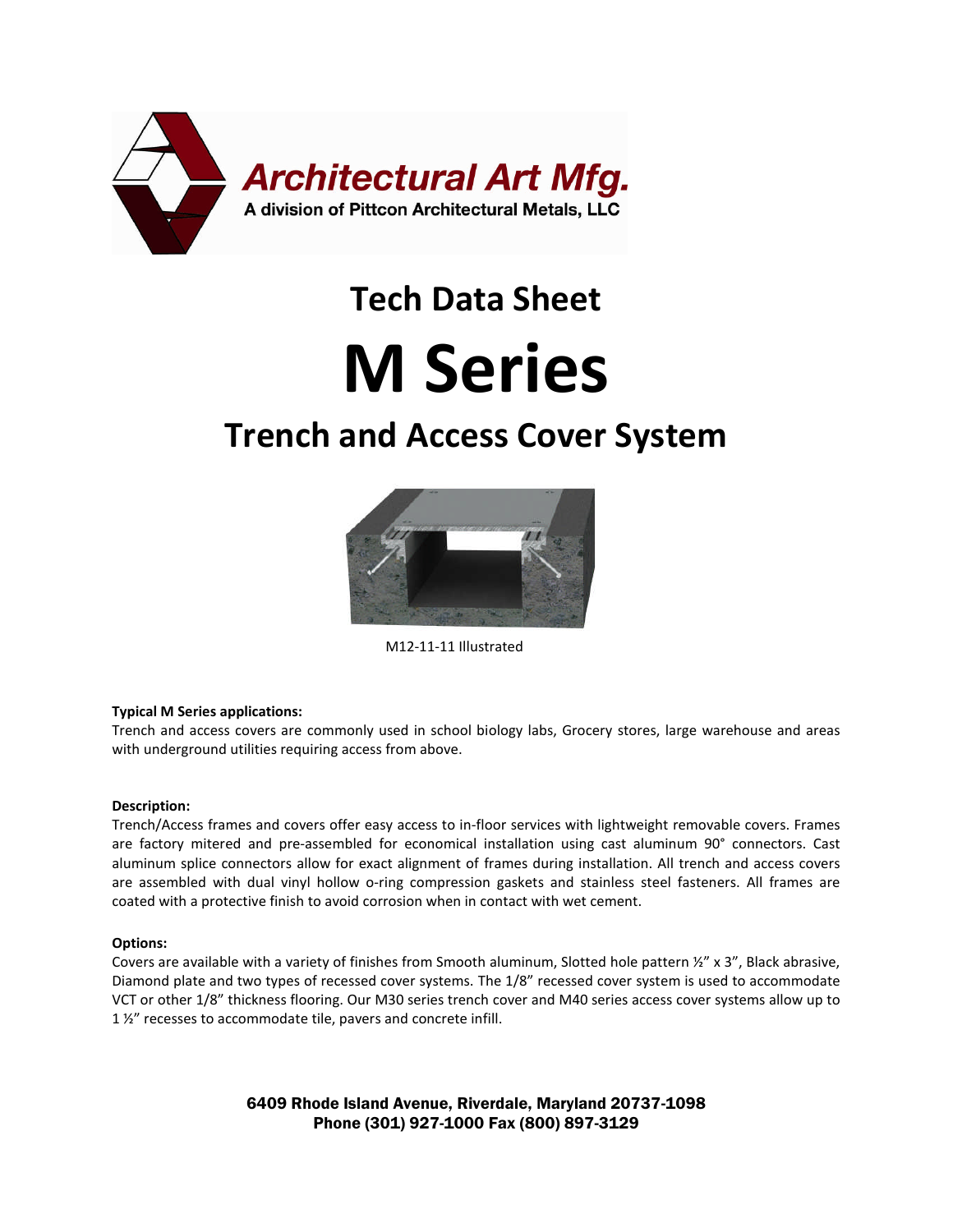Architectural Art Mfg.
A division of Pittcon Architectural Metals, LLC

# Tech Data Sheet

# M Series

## Trench and Access Cover System

M12-11-11 Illustrated

**Typical M Series applications:**
Trench and access covers are commonly used in school biology labs, Grocery stores, large warehouse and areas with underground utilities requiring access from above.

**Description:**
Trench/Access frames and covers offer easy access to in-floor services with lightweight removable covers. Frames are factory mitered and pre-assembled for economical installation using cast aluminum 90° connectors. Cast aluminum splice connectors allow for exact alignment of frames during installation. All trench and access covers are assembled with dual vinyl hollow o-ring compression gaskets and stainless steel fasteners. All frames are coated with a protective finish to avoid corrosion when in contact with wet cement.

**Options:**
Covers are available with a variety of finishes from Smooth aluminum, Slotted hole pattern ½" x 3", Black abrasive, Diamond plate and two types of recessed cover systems. The 1/8" recessed cover system is used to accommodate VCT or other 1/8" thickness flooring. Our M30 series trench cover and M40 series access cover systems allow up to 1 ½" recesses to accommodate tile, pavers and concrete infill.

6409 Rhode Island Avenue, Riverdale, Maryland 20737-1098
Phone (301) 927-1000 Fax (800) 897-3129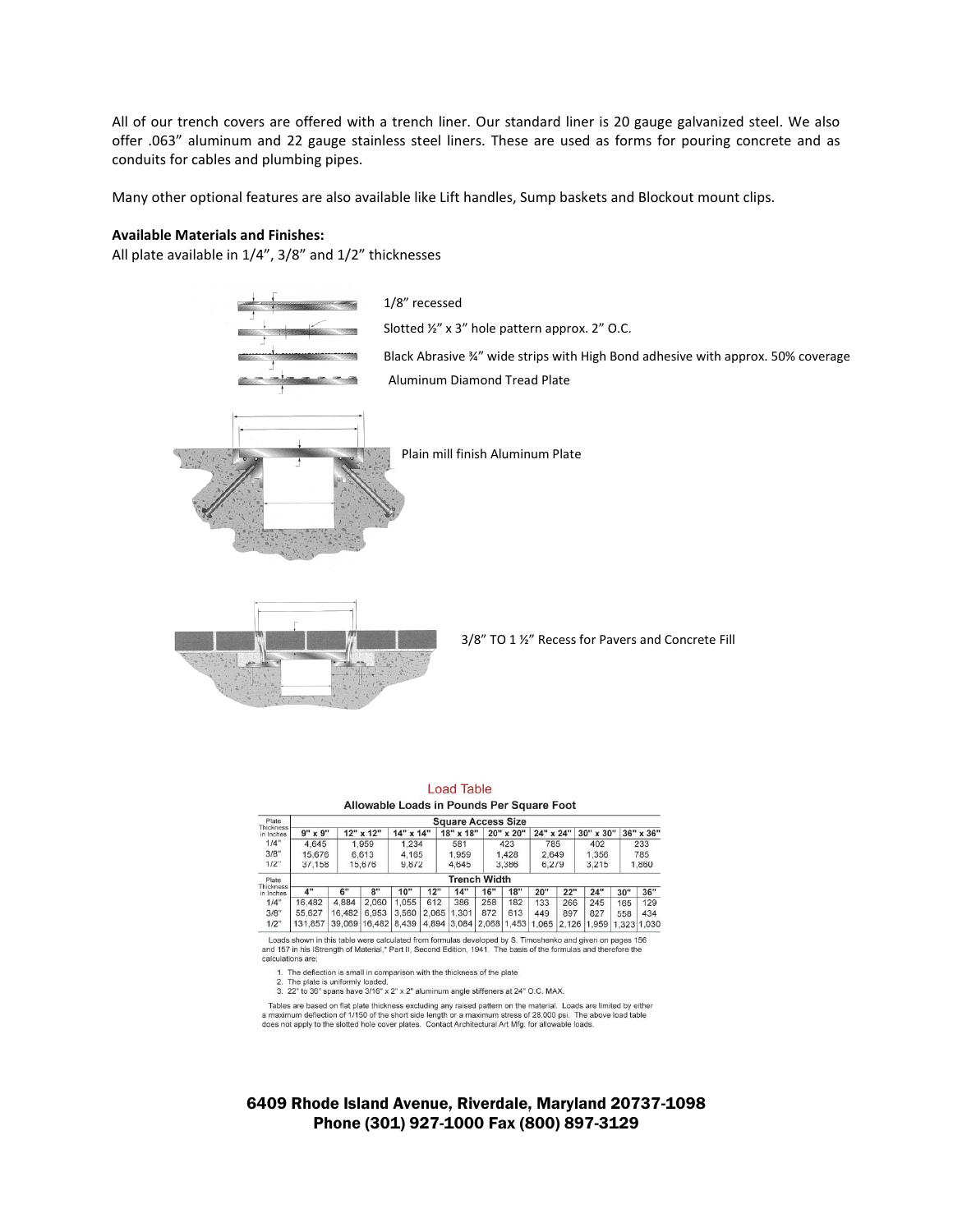All of our trench covers are offered with a trench liner. Our standard liner is 20 gauge galvanized steel. We also offer .063" aluminum and 22 gauge stainless steel liners. These are used as forms for pouring concrete and as conduits for cables and plumbing pipes.

Many other optional features are also available like Lift handles, Sump baskets and Blockout mount clips.

**Available Materials and Finishes:**
All plate available in 1/4", 3/8" and 1/2" thicknesses

1/8" recessed

Slotted ½" x 3" hole pattern approx. 2" O.C.

Black Abrasive ¾" wide strips with High Bond adhesive with approx. 50% coverage

Aluminum Diamond Tread Plate

Plain mill finish Aluminum Plate

3/8" TO 1 ½" Recess for Pavers and Concrete Fill

## Load Table

### Allowable Loads in Pounds Per Square Foot

| Plate Thickness in Inches | Square Access Size | | | | | | | |
|---|---|---|---|---|---|---|---|---|
| | 9" x 9" | 12" x 12" | 14" x 14" | 18" x 18" | 20" x 20" | 24" x 24" | 30" x 30" | 36" x 36" |
| 1/4" | 4,645 | 1,959 | 1,234 | 581 | 423 | 785 | 402 | 233 |
| 3/8" | 15,676 | 6,613 | 4,165 | 1,959 | 1,428 | 2,649 | 1,356 | 785 |
| 1/2" | 37,158 | 15,676 | 9,872 | 4,645 | 3,386 | 6,279 | 3,215 | 1,860 |

| Plate Thickness in Inches | Trench Width | | | | | | | | | | | | |
|---|---|---|---|---|---|---|---|---|---|---|---|---|---|
| | 4" | 6" | 8" | 10" | 12" | 14" | 16" | 18" | 20" | 22" | 24" | 30" | 36" |
| 1/4" | 16,482 | 4,884 | 2,060 | 1,055 | 612 | 386 | 258 | 182 | 133 | 266 | 245 | 165 | 129 |
| 3/8" | 55,627 | 16,482 | 6,953 | 3,560 | 2,065 | 1,301 | 872 | 613 | 449 | 897 | 827 | 558 | 434 |
| 1/2" | 131,857 | 39,069 | 16,482 | 8,439 | 4,894 | 3,084 | 2,068 | 1,453 | 1,065 | 2,126 | 1,959 | 1,323 | 1,030 |

Loads shown in this table were calculated from formulas developed by S. Timoshenko and given on pages 156 and 157 in his IStrength of Material," Part II, Second Edition, 1941. The basis of the formulas and therefore the calculations are;

1. The deflection is small in comparison with the thickness of the plate
2. The plate is uniformly loaded.
3. 22" to 36" spans have 3/16" x 2" x 2" aluminum angle stiffeners at 24" O.C. MAX.

Tables are based on flat plate thickness excluding any raised pattern on the material. Loads are limited by either a maximum deflection of 1/150 of the short side length or a maximum stress of 28,000 psi. The above load table does not apply to the slotted hole cover plates. Contact Architectural Art Mfg. for allowable loads.

6409 Rhode Island Avenue, Riverdale, Maryland 20737-1098
Phone (301) 927-1000 Fax (800) 897-3129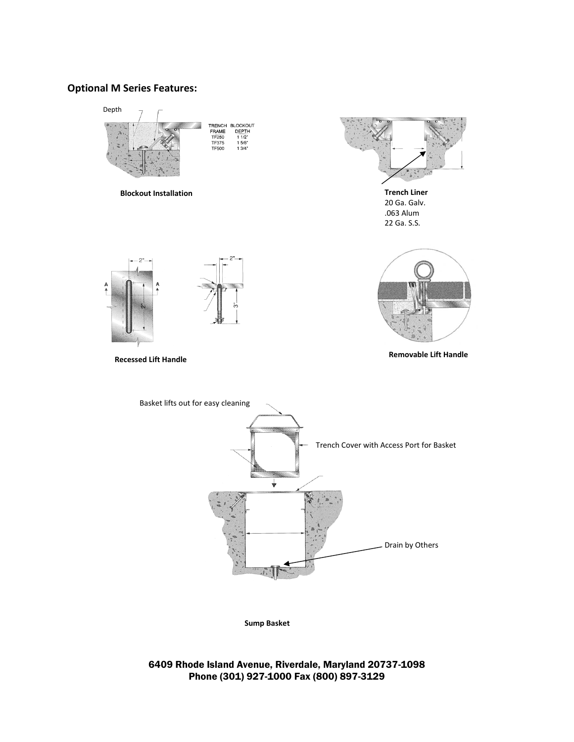## Optional M Series Features:

Depth

| TRENCH FRAME | BLOCKOUT DEPTH |
|---|---|
| TF250 | 1 1/2" |
| TF375 | 1 5/8" |
| TF500 | 1 3/4" |

**Blockout Installation**

**Trench Liner**
20 Ga. Galv.
.063 Alum
22 Ga. S.S.

2"
A
A
2"
2"
3"

**Recessed Lift Handle**

**Removable Lift Handle**

Basket lifts out for easy cleaning

Trench Cover with Access Port for Basket

Drain by Others

**Sump Basket**

6409 Rhode Island Avenue, Riverdale, Maryland 20737-1098
Phone (301) 927-1000 Fax (800) 897-3129